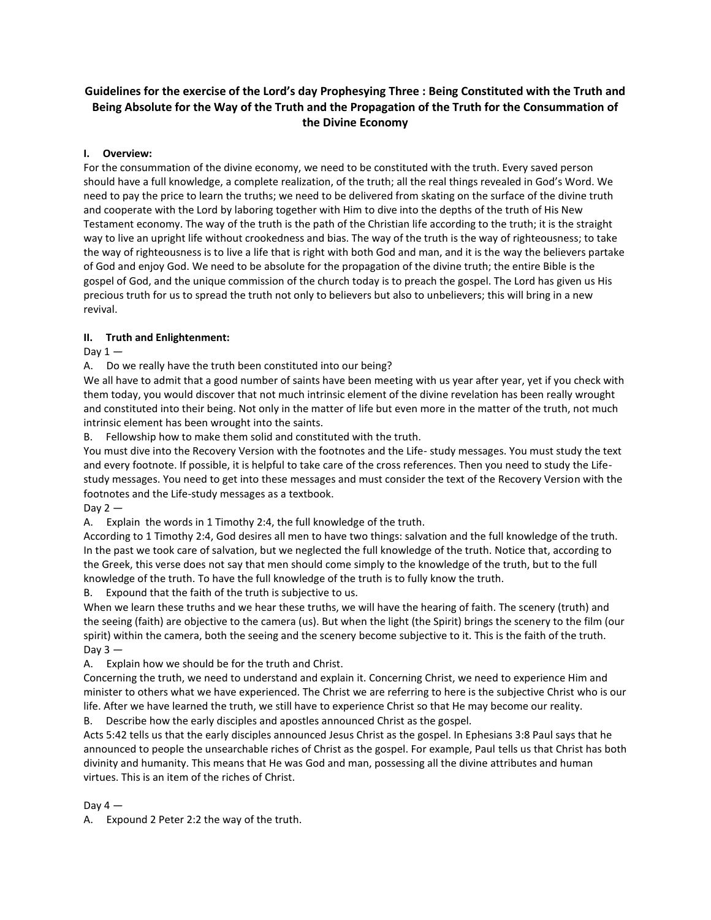# Guidelines for the exercise of the Lord's day Prophesying Three : Being Constituted with the Truth and Being Absolute for the Way of the Truth and the Propagation of the Truth for the Consummation of the Divine Economy

## I. Overview:

For the consummation of the divine economy, we need to be constituted with the truth. Every saved person should have a full knowledge, a complete realization, of the truth; all the real things revealed in God's Word. We need to pay the price to learn the truths; we need to be delivered from skating on the surface of the divine truth and cooperate with the Lord by laboring together with Him to dive into the depths of the truth of His New Testament economy. The way of the truth is the path of the Christian life according to the truth; it is the straight way to live an upright life without crookedness and bias. The way of the truth is the way of righteousness; to take the way of righteousness is to live a life that is right with both God and man, and it is the way the believers partake of God and enjoy God. We need to be absolute for the propagation of the divine truth; the entire Bible is the gospel of God, and the unique commission of the church today is to preach the gospel. The Lord has given us His precious truth for us to spread the truth not only to believers but also to unbelievers; this will bring in a new revival.

## II. Truth and Enlightenment:

Day 1 —

A. Do we really have the truth been constituted into our being?

We all have to admit that a good number of saints have been meeting with us year after year, yet if you check with them today, you would discover that not much intrinsic element of the divine revelation has been really wrought and constituted into their being. Not only in the matter of life but even more in the matter of the truth, not much intrinsic element has been wrought into the saints.

B. Fellowship how to make them solid and constituted with the truth.

You must dive into the Recovery Version with the footnotes and the Life- study messages. You must study the text and every footnote. If possible, it is helpful to take care of the cross references. Then you need to study the Life-study messages. You need to get into these messages and must consider the text of the Recovery Version with the footnotes and the Life-study messages as a textbook.

Day 2 —

A. Explain the words in 1 Timothy 2:4, the full knowledge of the truth.

According to 1 Timothy 2:4, God desires all men to have two things: salvation and the full knowledge of the truth. In the past we took care of salvation, but we neglected the full knowledge of the truth. Notice that, according to the Greek, this verse does not say that men should come simply to the knowledge of the truth, but to the full knowledge of the truth. To have the full knowledge of the truth is to fully know the truth.

B. Expound that the faith of the truth is subjective to us.

When we learn these truths and we hear these truths, we will have the hearing of faith. The scenery (truth) and the seeing (faith) are objective to the camera (us). But when the light (the Spirit) brings the scenery to the film (our spirit) within the camera, both the seeing and the scenery become subjective to it. This is the faith of the truth.

Day 3 —

A. Explain how we should be for the truth and Christ.

Concerning the truth, we need to understand and explain it. Concerning Christ, we need to experience Him and minister to others what we have experienced. The Christ we are referring to here is the subjective Christ who is our life. After we have learned the truth, we still have to experience Christ so that He may become our reality.

B. Describe how the early disciples and apostles announced Christ as the gospel.

Acts 5:42 tells us that the early disciples announced Jesus Christ as the gospel. In Ephesians 3:8 Paul says that he announced to people the unsearchable riches of Christ as the gospel. For example, Paul tells us that Christ has both divinity and humanity. This means that He was God and man, possessing all the divine attributes and human virtues. This is an item of the riches of Christ.

Day 4 —

A. Expound 2 Peter 2:2 the way of the truth.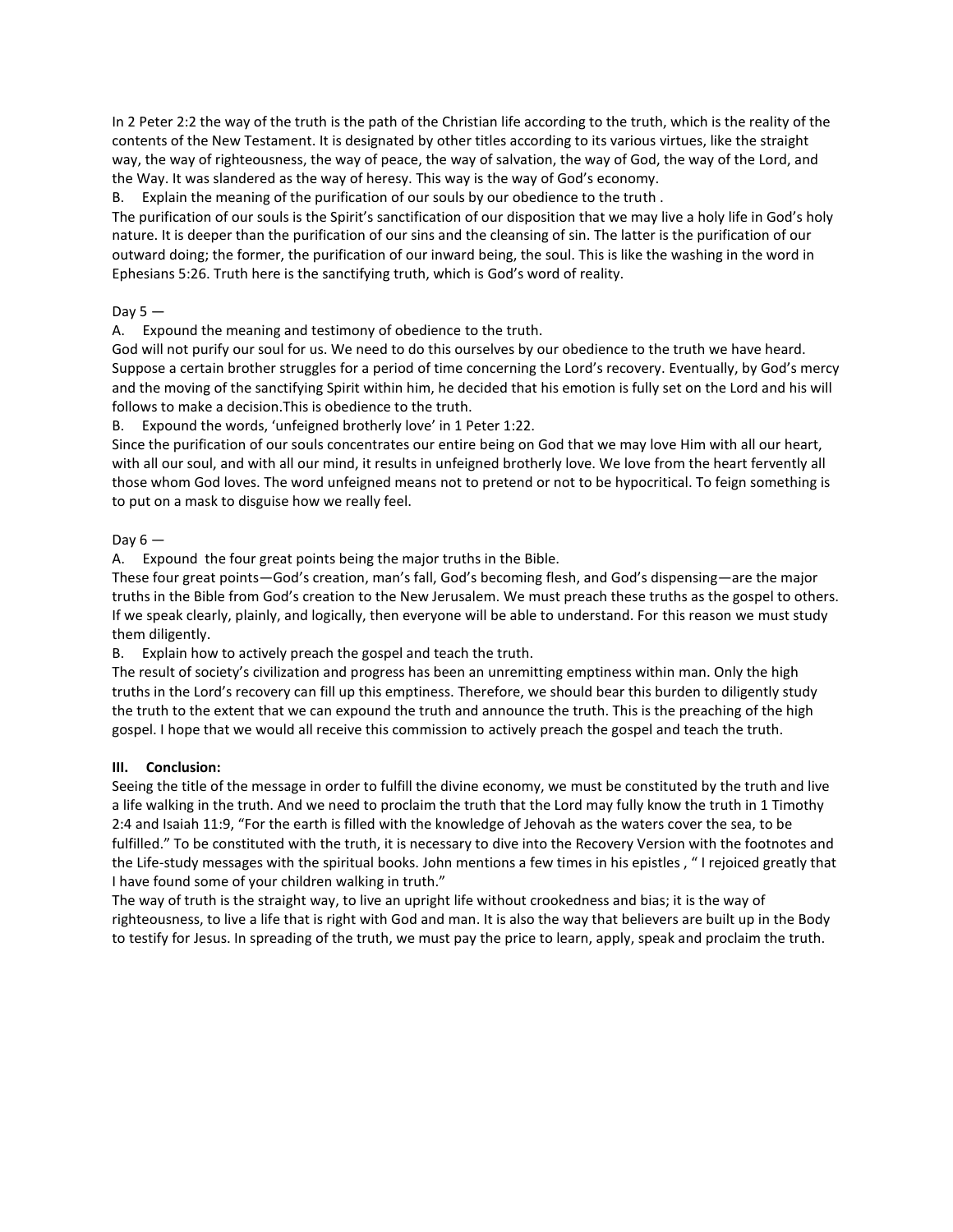In 2 Peter 2:2 the way of the truth is the path of the Christian life according to the truth, which is the reality of the contents of the New Testament. It is designated by other titles according to its various virtues, like the straight way, the way of righteousness, the way of peace, the way of salvation, the way of God, the way of the Lord, and the Way. It was slandered as the way of heresy. This way is the way of God's economy.

B. Explain the meaning of the purification of our souls by our obedience to the truth .

The purification of our souls is the Spirit's sanctification of our disposition that we may live a holy life in God's holy nature. It is deeper than the purification of our sins and the cleansing of sin. The latter is the purification of our outward doing; the former, the purification of our inward being, the soul. This is like the washing in the word in Ephesians 5:26. Truth here is the sanctifying truth, which is God's word of reality.

Day 5 —

A. Expound the meaning and testimony of obedience to the truth.

God will not purify our soul for us. We need to do this ourselves by our obedience to the truth we have heard. Suppose a certain brother struggles for a period of time concerning the Lord's recovery. Eventually, by God's mercy and the moving of the sanctifying Spirit within him, he decided that his emotion is fully set on the Lord and his will follows to make a decision.This is obedience to the truth.

B. Expound the words, 'unfeigned brotherly love' in 1 Peter 1:22.

Since the purification of our souls concentrates our entire being on God that we may love Him with all our heart, with all our soul, and with all our mind, it results in unfeigned brotherly love. We love from the heart fervently all those whom God loves. The word unfeigned means not to pretend or not to be hypocritical. To feign something is to put on a mask to disguise how we really feel.

Day 6 —

A. Expound the four great points being the major truths in the Bible.

These four great points—God's creation, man's fall, God's becoming flesh, and God's dispensing—are the major truths in the Bible from God's creation to the New Jerusalem. We must preach these truths as the gospel to others. If we speak clearly, plainly, and logically, then everyone will be able to understand. For this reason we must study them diligently.

B. Explain how to actively preach the gospel and teach the truth.

The result of society's civilization and progress has been an unremitting emptiness within man. Only the high truths in the Lord's recovery can fill up this emptiness. Therefore, we should bear this burden to diligently study the truth to the extent that we can expound the truth and announce the truth. This is the preaching of the high gospel. I hope that we would all receive this commission to actively preach the gospel and teach the truth.

**III. Conclusion:**

Seeing the title of the message in order to fulfill the divine economy, we must be constituted by the truth and live a life walking in the truth. And we need to proclaim the truth that the Lord may fully know the truth in 1 Timothy 2:4 and Isaiah 11:9, "For the earth is filled with the knowledge of Jehovah as the waters cover the sea, to be fulfilled." To be constituted with the truth, it is necessary to dive into the Recovery Version with the footnotes and the Life-study messages with the spiritual books. John mentions a few times in his epistles , " I rejoiced greatly that I have found some of your children walking in truth."

The way of truth is the straight way, to live an upright life without crookedness and bias; it is the way of righteousness, to live a life that is right with God and man. It is also the way that believers are built up in the Body to testify for Jesus. In spreading of the truth, we must pay the price to learn, apply, speak and proclaim the truth.